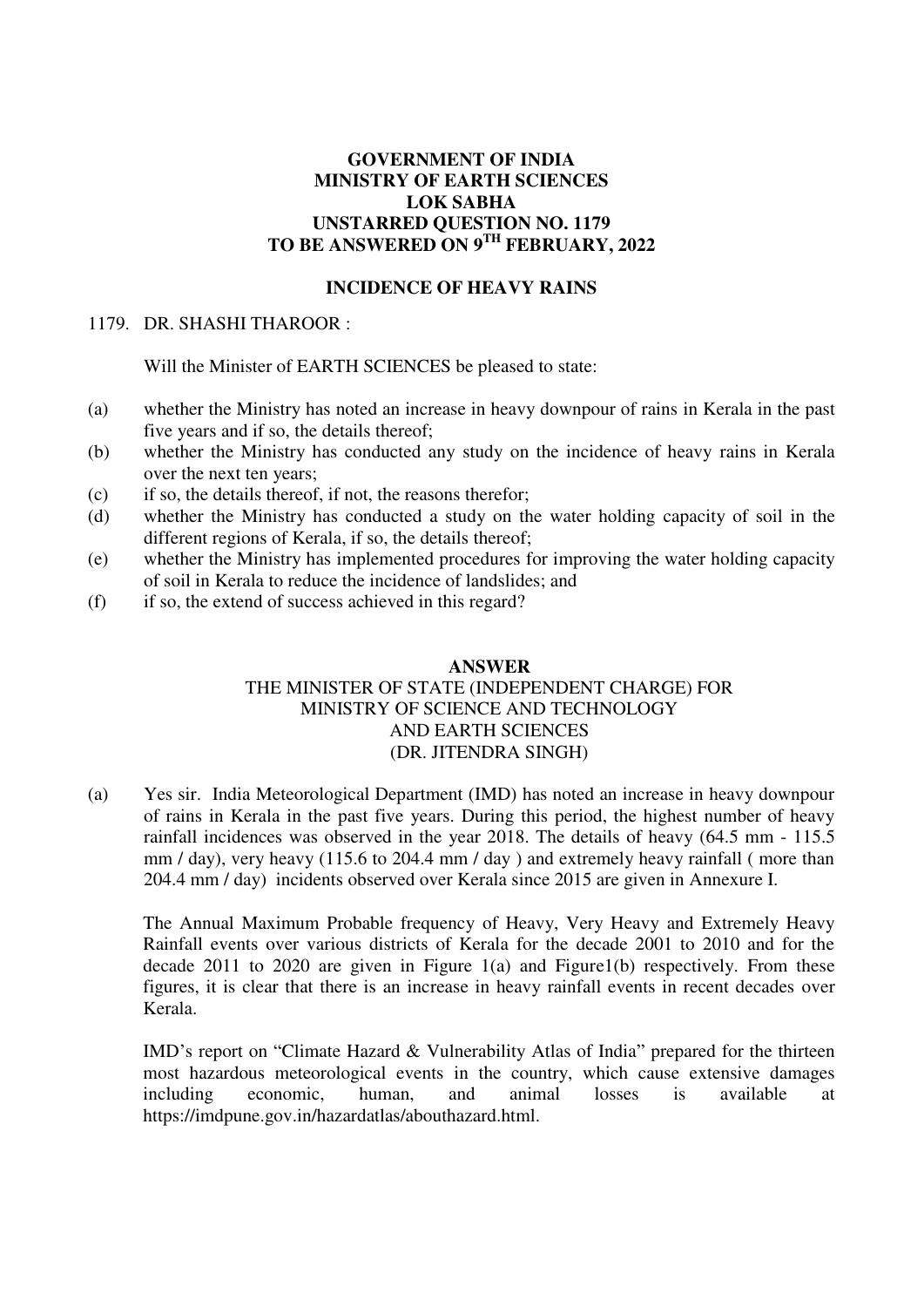**GOVERNMENT OF INDIA**
**MINISTRY OF EARTH SCIENCES**
**LOK SABHA**
**UNSTARRED QUESTION NO. 1179**
**TO BE ANSWERED ON 9TH FEBRUARY, 2022**

**INCIDENCE OF HEAVY RAINS**

1179. DR. SHASHI THAROOR :

Will the Minister of EARTH SCIENCES be pleased to state:

(a) whether the Ministry has noted an increase in heavy downpour of rains in Kerala in the past five years and if so, the details thereof;

(b) whether the Ministry has conducted any study on the incidence of heavy rains in Kerala over the next ten years;

(c) if so, the details thereof, if not, the reasons therefor;

(d) whether the Ministry has conducted a study on the water holding capacity of soil in the different regions of Kerala, if so, the details thereof;

(e) whether the Ministry has implemented procedures for improving the water holding capacity of soil in Kerala to reduce the incidence of landslides; and

(f) if so, the extend of success achieved in this regard?

**ANSWER**

THE MINISTER OF STATE (INDEPENDENT CHARGE) FOR
MINISTRY OF SCIENCE AND TECHNOLOGY
AND EARTH SCIENCES
(DR. JITENDRA SINGH)

(a) Yes sir. India Meteorological Department (IMD) has noted an increase in heavy downpour of rains in Kerala in the past five years. During this period, the highest number of heavy rainfall incidences was observed in the year 2018. The details of heavy (64.5 mm - 115.5 mm / day), very heavy (115.6 to 204.4 mm / day ) and extremely heavy rainfall ( more than 204.4 mm / day) incidents observed over Kerala since 2015 are given in Annexure I.

The Annual Maximum Probable frequency of Heavy, Very Heavy and Extremely Heavy Rainfall events over various districts of Kerala for the decade 2001 to 2010 and for the decade 2011 to 2020 are given in Figure 1(a) and Figure1(b) respectively. From these figures, it is clear that there is an increase in heavy rainfall events in recent decades over Kerala.

IMD's report on "Climate Hazard & Vulnerability Atlas of India" prepared for the thirteen most hazardous meteorological events in the country, which cause extensive damages including economic, human, and animal losses is available at https://imdpune.gov.in/hazardatlas/abouthazard.html.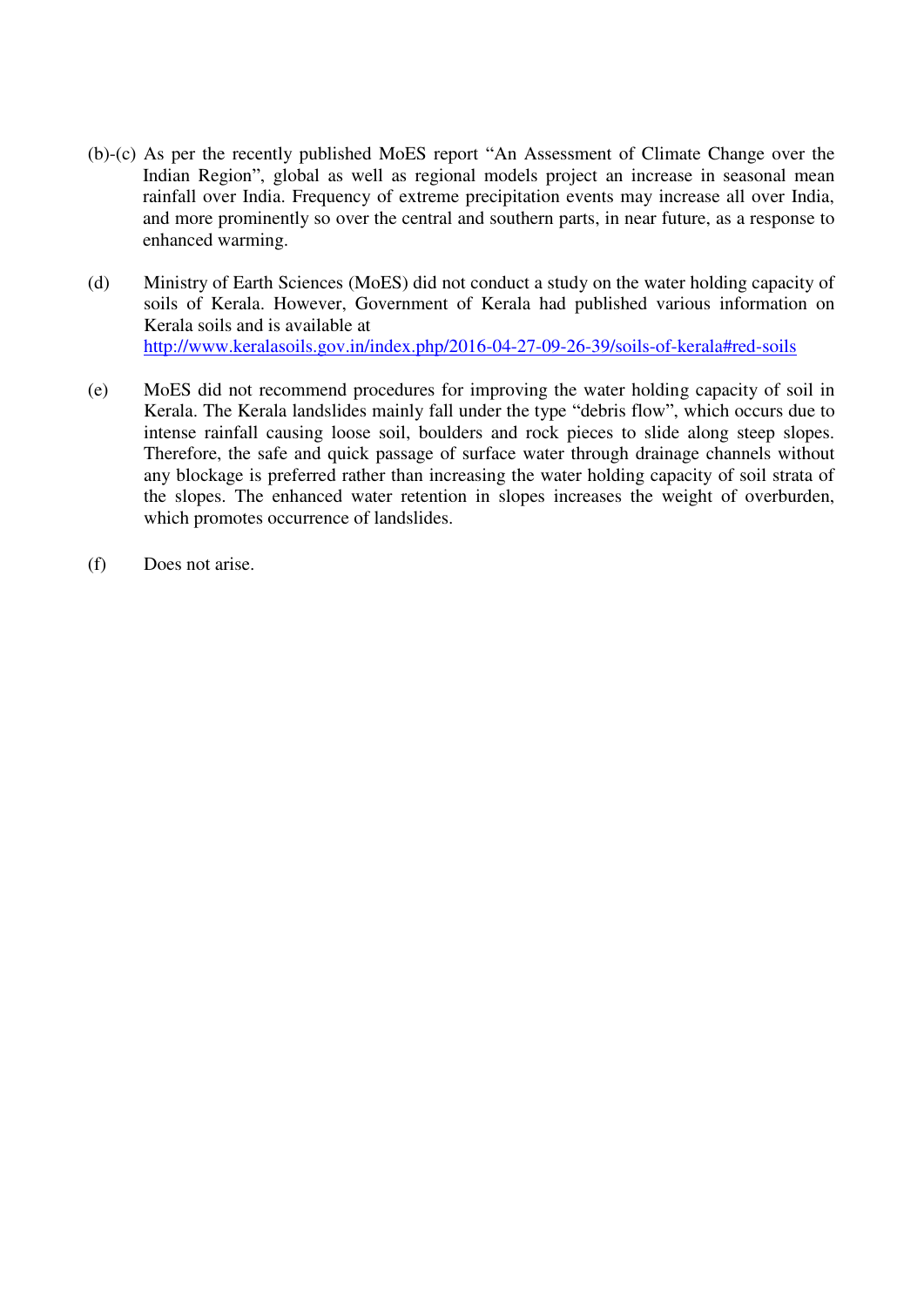(b)-(c) As per the recently published MoES report "An Assessment of Climate Change over the Indian Region", global as well as regional models project an increase in seasonal mean rainfall over India. Frequency of extreme precipitation events may increase all over India, and more prominently so over the central and southern parts, in near future, as a response to enhanced warming.

(d) Ministry of Earth Sciences (MoES) did not conduct a study on the water holding capacity of soils of Kerala. However, Government of Kerala had published various information on Kerala soils and is available at http://www.keralasoils.gov.in/index.php/2016-04-27-09-26-39/soils-of-kerala#red-soils

(e) MoES did not recommend procedures for improving the water holding capacity of soil in Kerala. The Kerala landslides mainly fall under the type "debris flow", which occurs due to intense rainfall causing loose soil, boulders and rock pieces to slide along steep slopes. Therefore, the safe and quick passage of surface water through drainage channels without any blockage is preferred rather than increasing the water holding capacity of soil strata of the slopes. The enhanced water retention in slopes increases the weight of overburden, which promotes occurrence of landslides.

(f) Does not arise.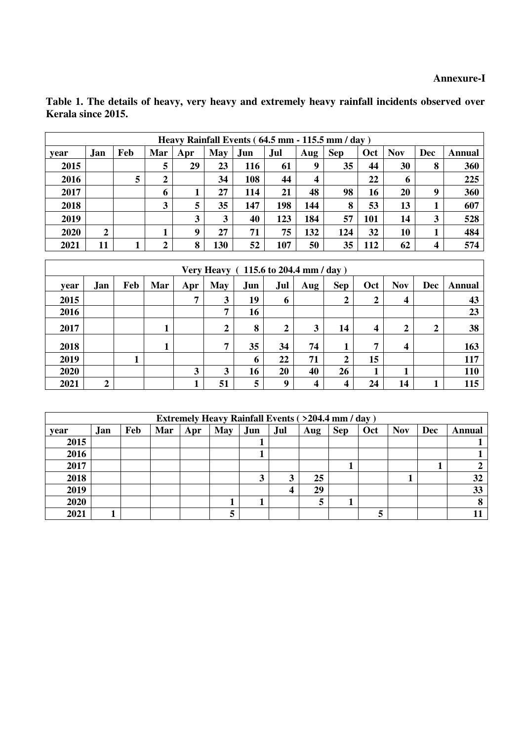**Annexure-I**

**Table 1. The details of heavy, very heavy and extremely heavy rainfall incidents observed over Kerala since 2015.**

| Heavy Rainfall Events ( 64.5 mm - 115.5 mm / day ) | | | | | | | | | | | | | |
|---|---|---|---|---|---|---|---|---|---|---|---|---|---|
| year | Jan | Feb | Mar | Apr | May | Jun | Jul | Aug | Sep | Oct | Nov | Dec | Annual |
| 2015 | | | 5 | 29 | 23 | 116 | 61 | 9 | 35 | 44 | 30 | 8 | 360 |
| 2016 | | 5 | 2 | | 34 | 108 | 44 | 4 | | 22 | 6 | | 225 |
| 2017 | | | 6 | 1 | 27 | 114 | 21 | 48 | 98 | 16 | 20 | 9 | 360 |
| 2018 | | | 3 | 5 | 35 | 147 | 198 | 144 | 8 | 53 | 13 | 1 | 607 |
| 2019 | | | | 3 | 3 | 40 | 123 | 184 | 57 | 101 | 14 | 3 | 528 |
| 2020 | 2 | | 1 | 9 | 27 | 71 | 75 | 132 | 124 | 32 | 10 | 1 | 484 |
| 2021 | 11 | 1 | 2 | 8 | 130 | 52 | 107 | 50 | 35 | 112 | 62 | 4 | 574 |

| Very Heavy ( 115.6 to 204.4 mm / day ) | | | | | | | | | | | | | |
|---|---|---|---|---|---|---|---|---|---|---|---|---|---|
| year | Jan | Feb | Mar | Apr | May | Jun | Jul | Aug | Sep | Oct | Nov | Dec | Annual |
| 2015 | | | | 7 | 3 | 19 | 6 | | 2 | 2 | 4 | | 43 |
| 2016 | | | | | 7 | 16 | | | | | | | 23 |
| 2017 | | | 1 | | 2 | 8 | 2 | 3 | 14 | 4 | 2 | 2 | 38 |
| 2018 | | | 1 | | 7 | 35 | 34 | 74 | 1 | 7 | 4 | | 163 |
| 2019 | | 1 | | | | 6 | 22 | 71 | 2 | 15 | | | 117 |
| 2020 | | | | 3 | 3 | 16 | 20 | 40 | 26 | 1 | 1 | | 110 |
| 2021 | 2 | | | 1 | 51 | 5 | 9 | 4 | 4 | 24 | 14 | 1 | 115 |

| Extremely Heavy Rainfall Events ( >204.4 mm / day ) | | | | | | | | | | | | | |
|---|---|---|---|---|---|---|---|---|---|---|---|---|---|
| year | Jan | Feb | Mar | Apr | May | Jun | Jul | Aug | Sep | Oct | Nov | Dec | Annual |
| 2015 | | | | | | 1 | | | | | | | 1 |
| 2016 | | | | | | 1 | | | | | | | 1 |
| 2017 | | | | | | | | | 1 | | | 1 | 2 |
| 2018 | | | | | | 3 | 3 | 25 | | | 1 | | 32 |
| 2019 | | | | | | | 4 | 29 | | | | | 33 |
| 2020 | | | | | 1 | 1 | | 5 | 1 | | | | 8 |
| 2021 | 1 | | | | 5 | | | | | 5 | | | 11 |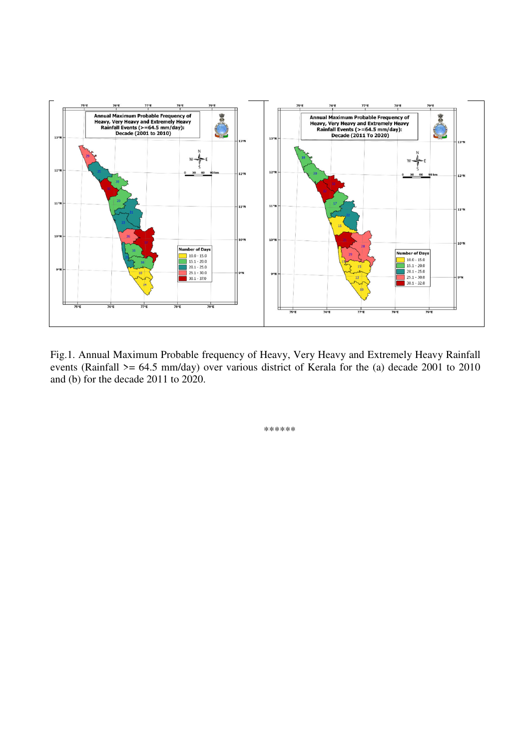Annual Maximum Probable Frequency of Heavy, Very Heavy and Extremely Heavy Rainfall Events (>=64.5 mm/day): Decade (2001 to 2010)

Number of Days
10.0 - 15.0
15.1 - 20.0
20.1 - 25.0
25.1 - 30.0
30.1 - 37.0

Annual Maximum Probable Frequency of Heavy, Very Heavy and Extremely Heavy Rainfall Events (>=64.5 mm/day): Decade (2011 To 2020)

Number of Days
10.0 - 15.0
15.1 - 20.0
20.1 - 25.0
25.1 - 30.0
30.1 - 32.0

Fig.1. Annual Maximum Probable frequency of Heavy, Very Heavy and Extremely Heavy Rainfall events (Rainfall >= 64.5 mm/day) over various district of Kerala for the (a) decade 2001 to 2010 and (b) for the decade 2011 to 2020.

\*\*\*\*\*\*